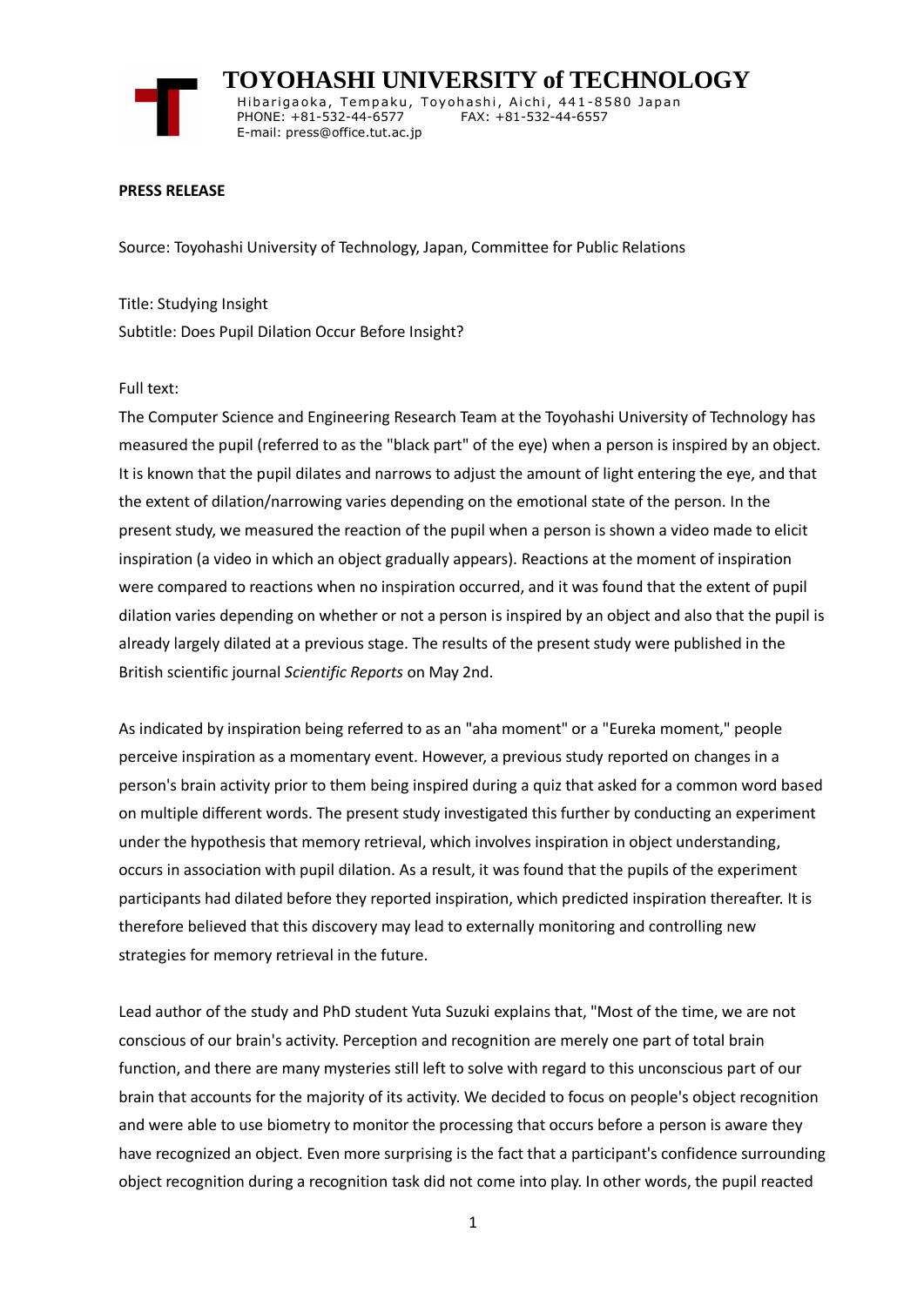# TOYOHASHI UNIVERSITY of TECHNOLOGY

Hibarigaoka, Tempaku, Toyohashi, Aichi, 441-8580 Japan
PHONE: +81-532-44-6577 FAX: +81-532-44-6557
E-mail: press@office.tut.ac.jp

**PRESS RELEASE**

Source: Toyohashi University of Technology, Japan, Committee for Public Relations

Title: Studying Insight
Subtitle: Does Pupil Dilation Occur Before Insight?

Full text:

The Computer Science and Engineering Research Team at the Toyohashi University of Technology has measured the pupil (referred to as the "black part" of the eye) when a person is inspired by an object. It is known that the pupil dilates and narrows to adjust the amount of light entering the eye, and that the extent of dilation/narrowing varies depending on the emotional state of the person. In the present study, we measured the reaction of the pupil when a person is shown a video made to elicit inspiration (a video in which an object gradually appears). Reactions at the moment of inspiration were compared to reactions when no inspiration occurred, and it was found that the extent of pupil dilation varies depending on whether or not a person is inspired by an object and also that the pupil is already largely dilated at a previous stage. The results of the present study were published in the British scientific journal *Scientific Reports* on May 2nd.

As indicated by inspiration being referred to as an "aha moment" or a "Eureka moment," people perceive inspiration as a momentary event. However, a previous study reported on changes in a person's brain activity prior to them being inspired during a quiz that asked for a common word based on multiple different words. The present study investigated this further by conducting an experiment under the hypothesis that memory retrieval, which involves inspiration in object understanding, occurs in association with pupil dilation. As a result, it was found that the pupils of the experiment participants had dilated before they reported inspiration, which predicted inspiration thereafter. It is therefore believed that this discovery may lead to externally monitoring and controlling new strategies for memory retrieval in the future.

Lead author of the study and PhD student Yuta Suzuki explains that, "Most of the time, we are not conscious of our brain's activity. Perception and recognition are merely one part of total brain function, and there are many mysteries still left to solve with regard to this unconscious part of our brain that accounts for the majority of its activity. We decided to focus on people's object recognition and were able to use biometry to monitor the processing that occurs before a person is aware they have recognized an object. Even more surprising is the fact that a participant's confidence surrounding object recognition during a recognition task did not come into play. In other words, the pupil reacted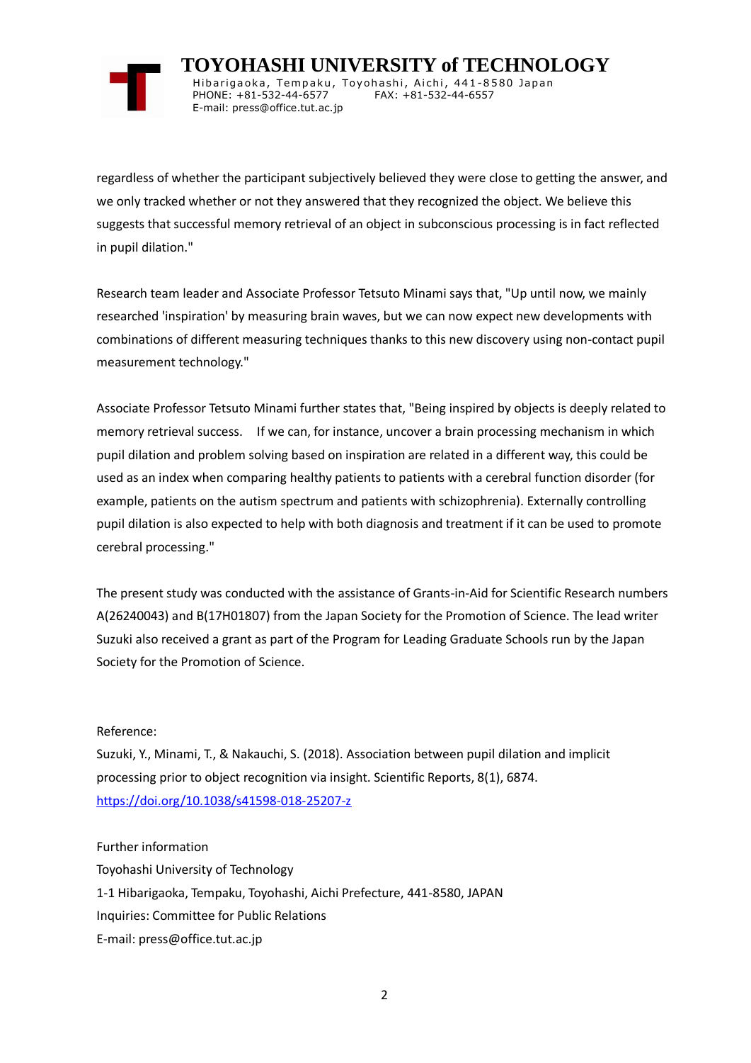regardless of whether the participant subjectively believed they were close to getting the answer, and we only tracked whether or not they answered that they recognized the object. We believe this suggests that successful memory retrieval of an object in subconscious processing is in fact reflected in pupil dilation."

Research team leader and Associate Professor Tetsuto Minami says that, "Up until now, we mainly researched 'inspiration' by measuring brain waves, but we can now expect new developments with combinations of different measuring techniques thanks to this new discovery using non-contact pupil measurement technology."

Associate Professor Tetsuto Minami further states that, "Being inspired by objects is deeply related to memory retrieval success.　If we can, for instance, uncover a brain processing mechanism in which pupil dilation and problem solving based on inspiration are related in a different way, this could be used as an index when comparing healthy patients to patients with a cerebral function disorder (for example, patients on the autism spectrum and patients with schizophrenia). Externally controlling pupil dilation is also expected to help with both diagnosis and treatment if it can be used to promote cerebral processing."

The present study was conducted with the assistance of Grants-in-Aid for Scientific Research numbers A(26240043) and B(17H01807) from the Japan Society for the Promotion of Science. The lead writer Suzuki also received a grant as part of the Program for Leading Graduate Schools run by the Japan Society for the Promotion of Science.

Reference:
Suzuki, Y., Minami, T., & Nakauchi, S. (2018). Association between pupil dilation and implicit processing prior to object recognition via insight. Scientific Reports, 8(1), 6874.
https://doi.org/10.1038/s41598-018-25207-z

Further information
Toyohashi University of Technology
1-1 Hibarigaoka, Tempaku, Toyohashi, Aichi Prefecture, 441-8580, JAPAN
Inquiries: Committee for Public Relations
E-mail: press@office.tut.ac.jp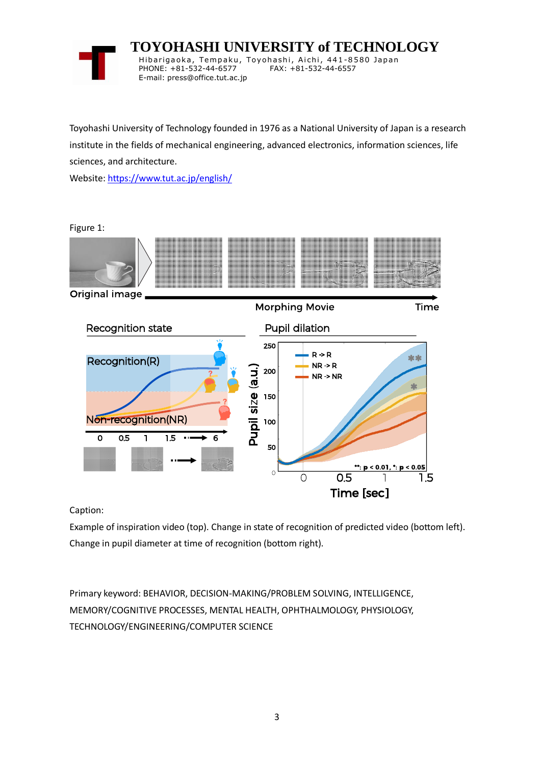# TOYOHASHI UNIVERSITY of TECHNOLOGY

Hibarigaoka, Tempaku, Toyohashi, Aichi, 441-8580 Japan
PHONE: +81-532-44-6577 FAX: +81-532-44-6557
E-mail: press@office.tut.ac.jp

Toyohashi University of Technology founded in 1976 as a National University of Japan is a research institute in the fields of mechanical engineering, advanced electronics, information sciences, life sciences, and architecture.

Website: https://www.tut.ac.jp/english/

Figure 1:

Original image

Morphing Movie

Time

Recognition state

Recognition(R)

Non-recognition(NR)

0 0.5 1 1.5 6

Pupil dilation

R -> R

NR -> R

NR -> NR

Pupil size (a.u.)

250

200

150

100

50

0

**

*

**: p < 0.01, *: p < 0.05

0 0.5 1 1.5

Time [sec]

Caption:

Example of inspiration video (top). Change in state of recognition of predicted video (bottom left). Change in pupil diameter at time of recognition (bottom right).

Primary keyword: BEHAVIOR, DECISION-MAKING/PROBLEM SOLVING, INTELLIGENCE, MEMORY/COGNITIVE PROCESSES, MENTAL HEALTH, OPHTHALMOLOGY, PHYSIOLOGY, TECHNOLOGY/ENGINEERING/COMPUTER SCIENCE